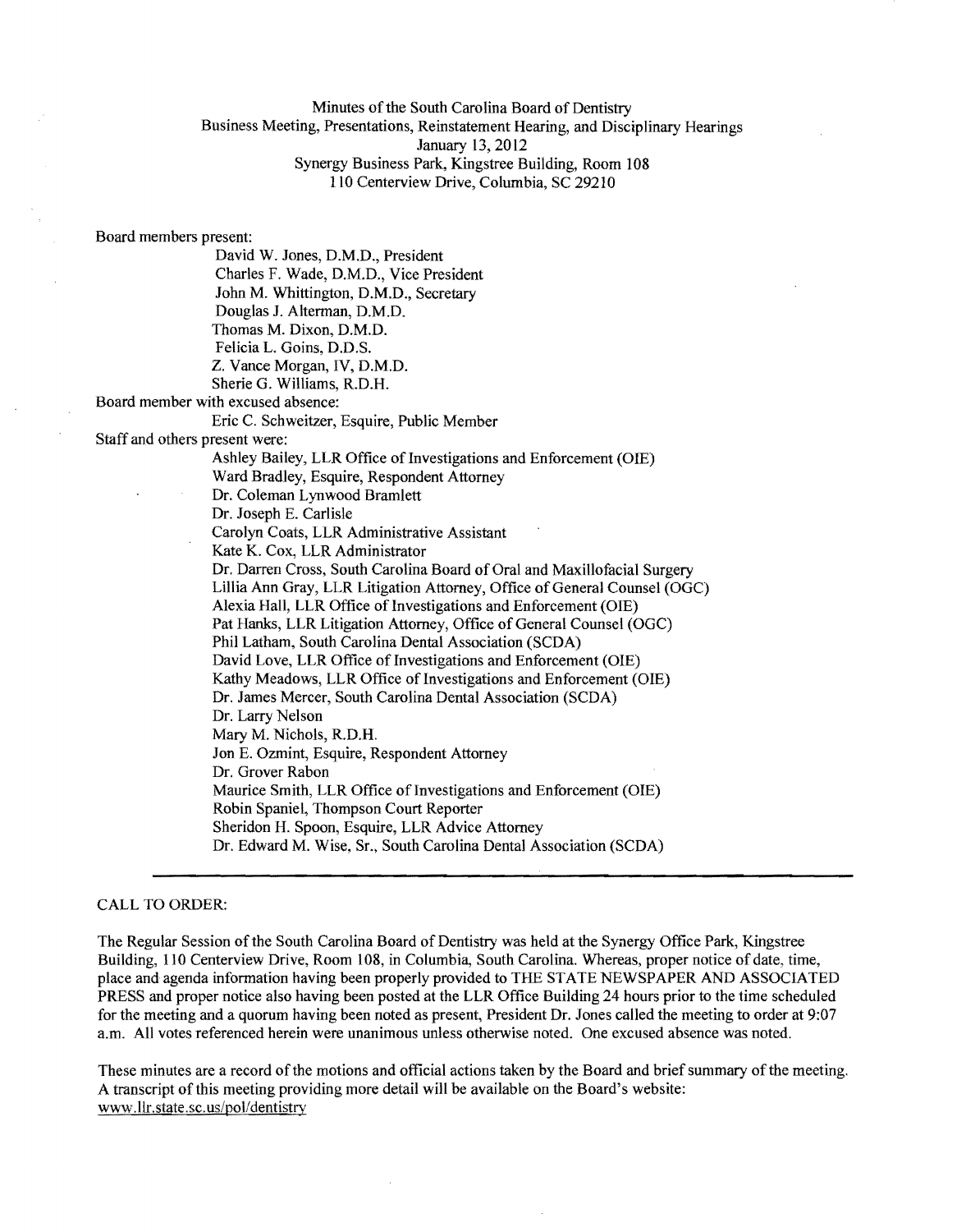Minutes of the South Carolina Board of Dentistry
Business Meeting, Presentations, Reinstatement Hearing, and Disciplinary Hearings
January 13, 2012
Synergy Business Park, Kingstree Building, Room 108
110 Centerview Drive, Columbia, SC 29210

Board members present:

- David W. Jones, D.M.D., President
- Charles F. Wade, D.M.D., Vice President
- John M. Whittington, D.M.D., Secretary
- Douglas J. Alterman, D.M.D.
- Thomas M. Dixon, D.M.D.
- Felicia L. Goins, D.D.S.
- Z. Vance Morgan, IV, D.M.D.
- Sherie G. Williams, R.D.H.

Board member with excused absence:

- Eric C. Schweitzer, Esquire, Public Member

Staff and others present were:

- Ashley Bailey, LLR Office of Investigations and Enforcement (OIE)
- Ward Bradley, Esquire, Respondent Attorney
- Dr. Coleman Lynwood Bramlett
- Dr. Joseph E. Carlisle
- Carolyn Coats, LLR Administrative Assistant
- Kate K. Cox, LLR Administrator
- Dr. Darren Cross, South Carolina Board of Oral and Maxillofacial Surgery
- Lillia Ann Gray, LLR Litigation Attorney, Office of General Counsel (OGC)
- Alexia Hall, LLR Office of Investigations and Enforcement (OIE)
- Pat Hanks, LLR Litigation Attorney, Office of General Counsel (OGC)
- Phil Latham, South Carolina Dental Association (SCDA)
- David Love, LLR Office of Investigations and Enforcement (OIE)
- Kathy Meadows, LLR Office of Investigations and Enforcement (OIE)
- Dr. James Mercer, South Carolina Dental Association (SCDA)
- Dr. Larry Nelson
- Mary M. Nichols, R.D.H.
- Jon E. Ozmint, Esquire, Respondent Attorney
- Dr. Grover Rabon
- Maurice Smith, LLR Office of Investigations and Enforcement (OIE)
- Robin Spaniel, Thompson Court Reporter
- Sheridon H. Spoon, Esquire, LLR Advice Attorney
- Dr. Edward M. Wise, Sr., South Carolina Dental Association (SCDA)

---

CALL TO ORDER:

The Regular Session of the South Carolina Board of Dentistry was held at the Synergy Office Park, Kingstree Building, 110 Centerview Drive, Room 108, in Columbia, South Carolina. Whereas, proper notice of date, time, place and agenda information having been properly provided to THE STATE NEWSPAPER AND ASSOCIATED PRESS and proper notice also having been posted at the LLR Office Building 24 hours prior to the time scheduled for the meeting and a quorum having been noted as present, President Dr. Jones called the meeting to order at 9:07 a.m. All votes referenced herein were unanimous unless otherwise noted. One excused absence was noted.

These minutes are a record of the motions and official actions taken by the Board and brief summary of the meeting. A transcript of this meeting providing more detail will be available on the Board's website: www.llr.state.sc.us/pol/dentistry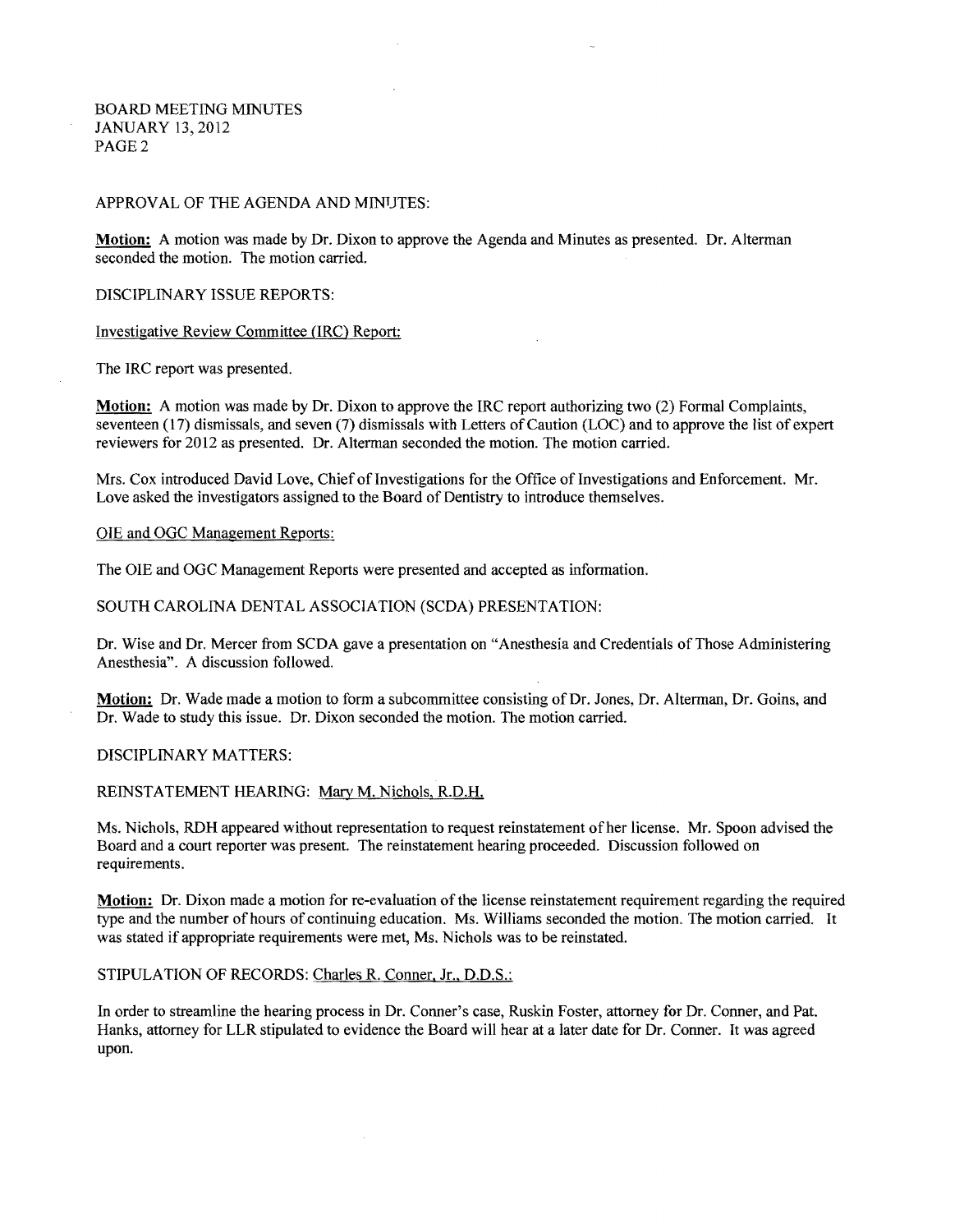APPROVAL OF THE AGENDA AND MINUTES:

**Motion:** A motion was made by Dr. Dixon to approve the Agenda and Minutes as presented. Dr. Alterman seconded the motion. The motion carried.

DISCIPLINARY ISSUE REPORTS:

Investigative Review Committee (IRC) Report:

The IRC report was presented.

**Motion:** A motion was made by Dr. Dixon to approve the IRC report authorizing two (2) Formal Complaints, seventeen (17) dismissals, and seven (7) dismissals with Letters of Caution (LOC) and to approve the list of expert reviewers for 2012 as presented. Dr. Alterman seconded the motion. The motion carried.

Mrs. Cox introduced David Love, Chief of Investigations for the Office of Investigations and Enforcement. Mr. Love asked the investigators assigned to the Board of Dentistry to introduce themselves.

OIE and OGC Management Reports:

The OIE and OGC Management Reports were presented and accepted as information.

SOUTH CAROLINA DENTAL ASSOCIATION (SCDA) PRESENTATION:

Dr. Wise and Dr. Mercer from SCDA gave a presentation on "Anesthesia and Credentials of Those Administering Anesthesia". A discussion followed.

**Motion:** Dr. Wade made a motion to form a subcommittee consisting of Dr. Jones, Dr. Alterman, Dr. Goins, and Dr. Wade to study this issue. Dr. Dixon seconded the motion. The motion carried.

DISCIPLINARY MATTERS:

REINSTATEMENT HEARING: Mary M. Nichols, R.D.H.

Ms. Nichols, RDH appeared without representation to request reinstatement of her license. Mr. Spoon advised the Board and a court reporter was present. The reinstatement hearing proceeded. Discussion followed on requirements.

**Motion:** Dr. Dixon made a motion for re-evaluation of the license reinstatement requirement regarding the required type and the number of hours of continuing education. Ms. Williams seconded the motion. The motion carried. It was stated if appropriate requirements were met, Ms. Nichols was to be reinstated.

STIPULATION OF RECORDS: Charles R. Conner, Jr., D.D.S.:

In order to streamline the hearing process in Dr. Conner's case, Ruskin Foster, attorney for Dr. Conner, and Pat. Hanks, attorney for LLR stipulated to evidence the Board will hear at a later date for Dr. Conner. It was agreed upon.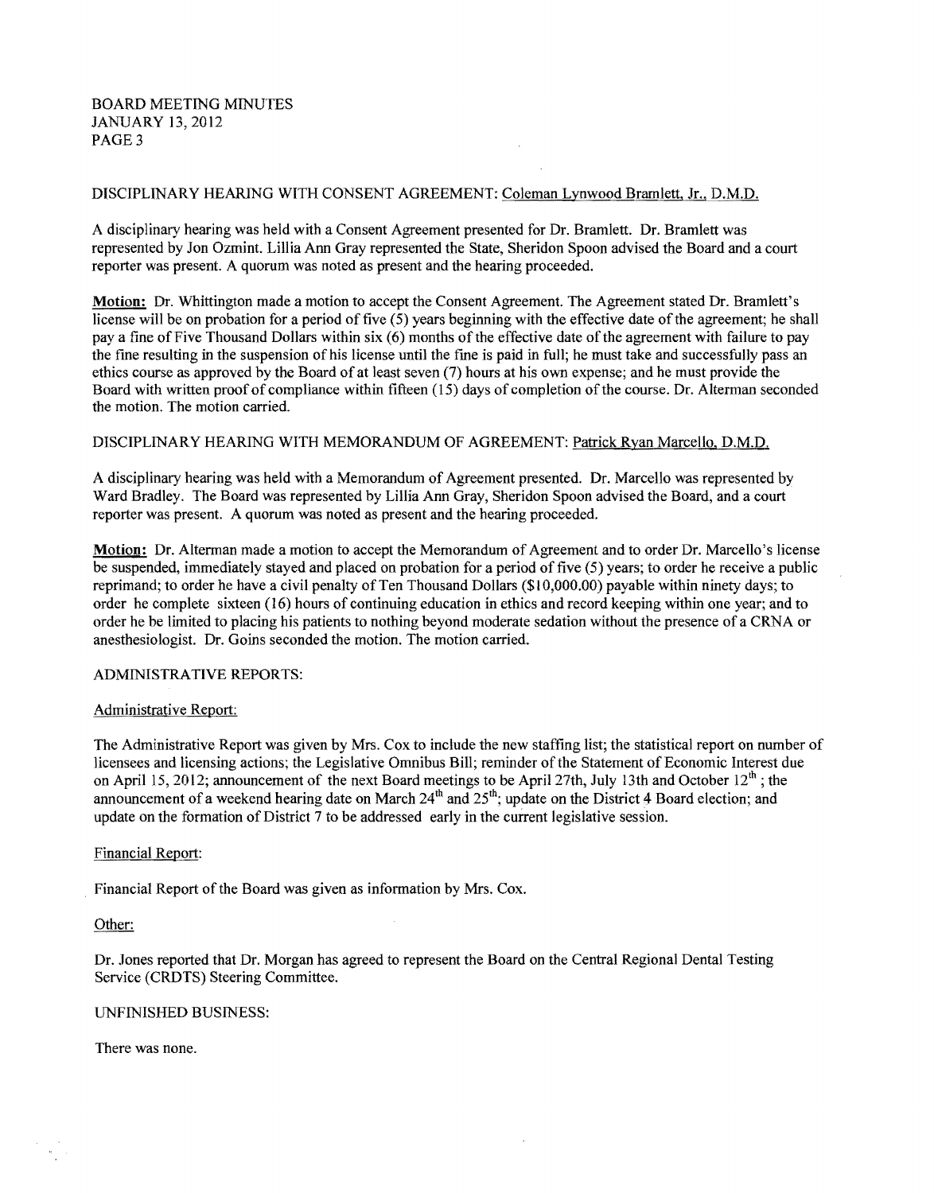DISCIPLINARY HEARING WITH CONSENT AGREEMENT: Coleman Lynwood Bramlett, Jr., D.M.D.

A disciplinary hearing was held with a Consent Agreement presented for Dr. Bramlett. Dr. Bramlett was represented by Jon Ozmint. Lillia Ann Gray represented the State, Sheridon Spoon advised the Board and a court reporter was present. A quorum was noted as present and the hearing proceeded.

**Motion:** Dr. Whittington made a motion to accept the Consent Agreement. The Agreement stated Dr. Bramlett's license will be on probation for a period of five (5) years beginning with the effective date of the agreement; he shall pay a fine of Five Thousand Dollars within six (6) months of the effective date of the agreement with failure to pay the fine resulting in the suspension of his license until the fine is paid in full; he must take and successfully pass an ethics course as approved by the Board of at least seven (7) hours at his own expense; and he must provide the Board with written proof of compliance within fifteen (15) days of completion of the course. Dr. Alterman seconded the motion. The motion carried.

DISCIPLINARY HEARING WITH MEMORANDUM OF AGREEMENT: Patrick Ryan Marcello, D.M.D.

A disciplinary hearing was held with a Memorandum of Agreement presented. Dr. Marcello was represented by Ward Bradley. The Board was represented by Lillia Ann Gray, Sheridon Spoon advised the Board, and a court reporter was present. A quorum was noted as present and the hearing proceeded.

**Motion:** Dr. Alterman made a motion to accept the Memorandum of Agreement and to order Dr. Marcello's license be suspended, immediately stayed and placed on probation for a period of five (5) years; to order he receive a public reprimand; to order he have a civil penalty of Ten Thousand Dollars ($10,000.00) payable within ninety days; to order he complete sixteen (16) hours of continuing education in ethics and record keeping within one year; and to order he be limited to placing his patients to nothing beyond moderate sedation without the presence of a CRNA or anesthesiologist. Dr. Goins seconded the motion. The motion carried.

ADMINISTRATIVE REPORTS:

Administrative Report:

The Administrative Report was given by Mrs. Cox to include the new staffing list; the statistical report on number of licensees and licensing actions; the Legislative Omnibus Bill; reminder of the Statement of Economic Interest due on April 15, 2012; announcement of the next Board meetings to be April 27th, July 13th and October 12th; the announcement of a weekend hearing date on March 24th and 25th; update on the District 4 Board election; and update on the formation of District 7 to be addressed early in the current legislative session.

Financial Report:

Financial Report of the Board was given as information by Mrs. Cox.

Other:

Dr. Jones reported that Dr. Morgan has agreed to represent the Board on the Central Regional Dental Testing Service (CRDTS) Steering Committee.

UNFINISHED BUSINESS:

There was none.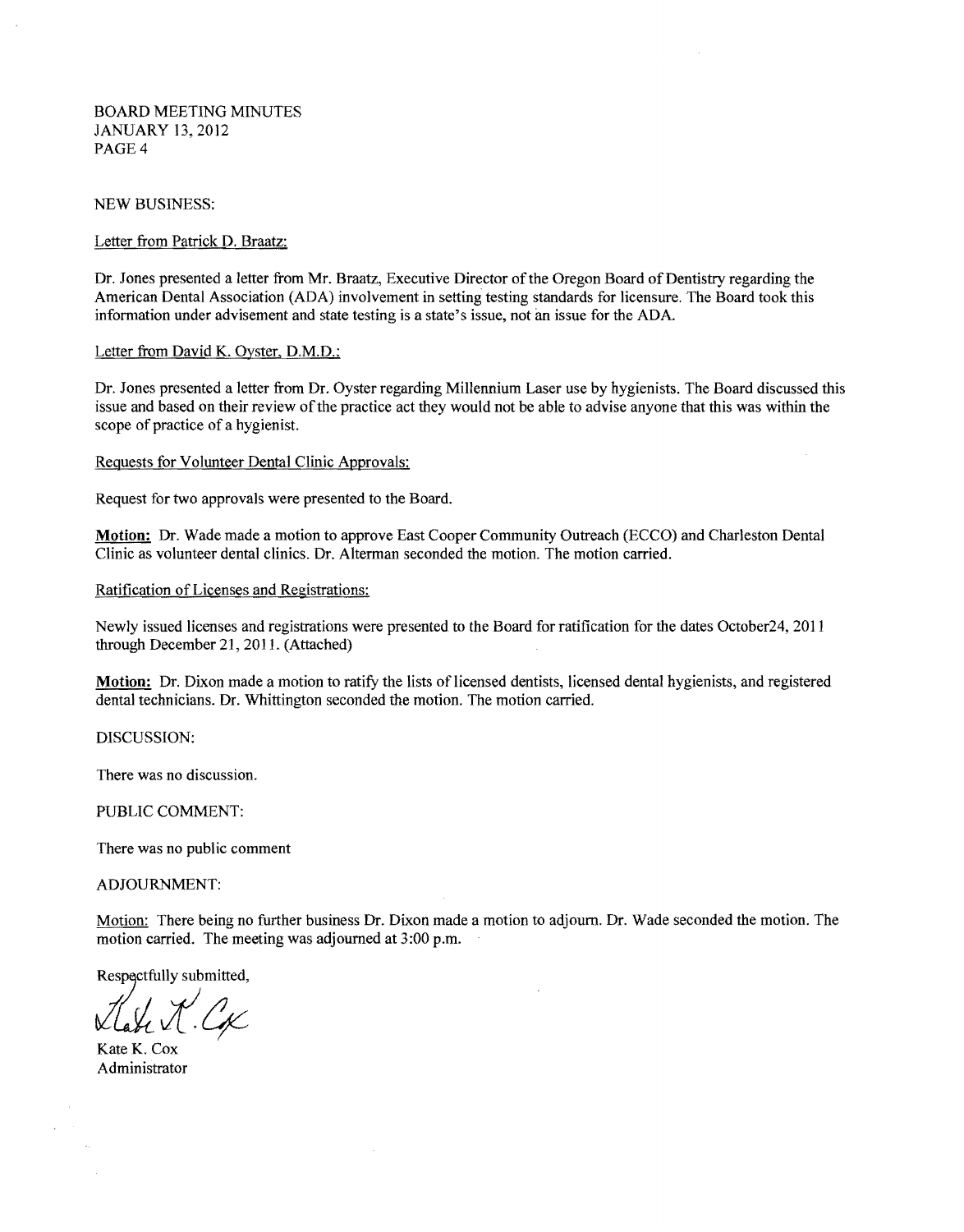NEW BUSINESS:

Letter from Patrick D. Braatz:

Dr. Jones presented a letter from Mr. Braatz, Executive Director of the Oregon Board of Dentistry regarding the American Dental Association (ADA) involvement in setting testing standards for licensure. The Board took this information under advisement and state testing is a state's issue, not an issue for the ADA.

Letter from David K. Oyster, D.M.D.:

Dr. Jones presented a letter from Dr. Oyster regarding Millennium Laser use by hygienists. The Board discussed this issue and based on their review of the practice act they would not be able to advise anyone that this was within the scope of practice of a hygienist.

Requests for Volunteer Dental Clinic Approvals:

Request for two approvals were presented to the Board.

**Motion:** Dr. Wade made a motion to approve East Cooper Community Outreach (ECCO) and Charleston Dental Clinic as volunteer dental clinics. Dr. Alterman seconded the motion. The motion carried.

Ratification of Licenses and Registrations:

Newly issued licenses and registrations were presented to the Board for ratification for the dates October24, 2011 through December 21, 2011. (Attached)

**Motion:** Dr. Dixon made a motion to ratify the lists of licensed dentists, licensed dental hygienists, and registered dental technicians. Dr. Whittington seconded the motion. The motion carried.

DISCUSSION:

There was no discussion.

PUBLIC COMMENT:

There was no public comment

ADJOURNMENT:

Motion: There being no further business Dr. Dixon made a motion to adjourn. Dr. Wade seconded the motion. The motion carried. The meeting was adjourned at 3:00 p.m.

Respectfully submitted,

Kate K. Cox

Kate K. Cox
Administrator